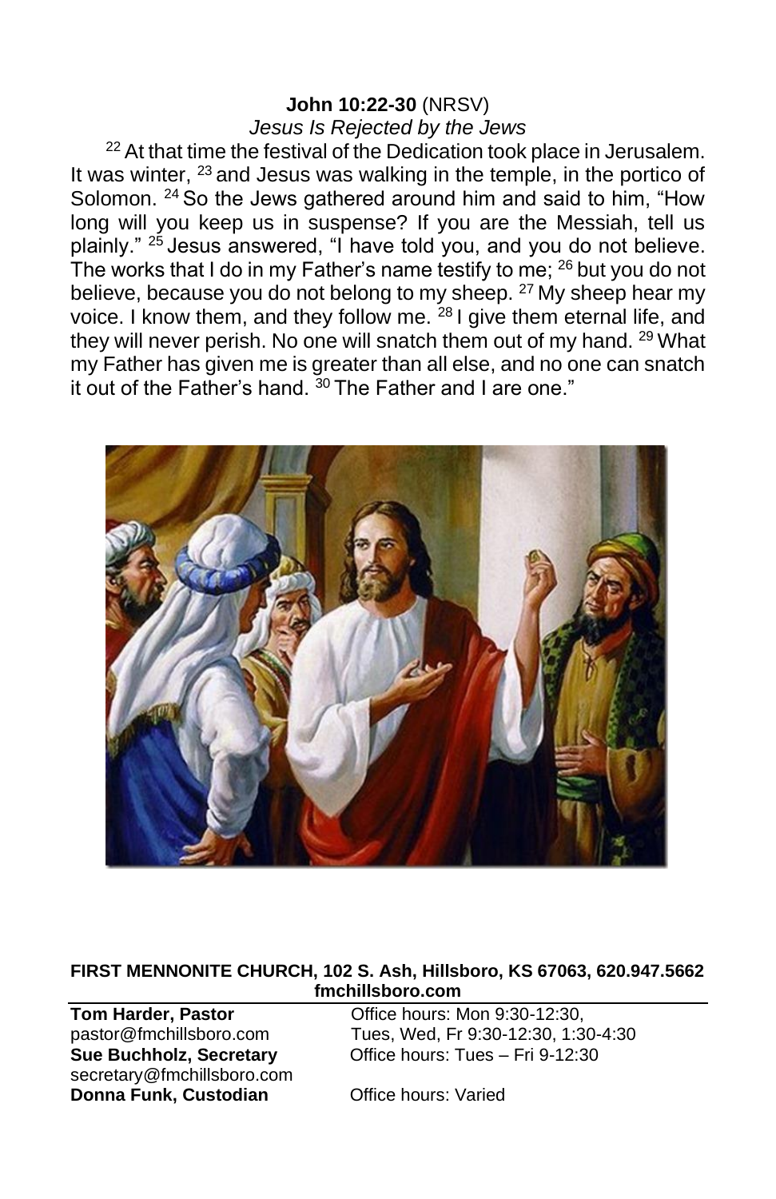**John 10:22-30** (NRSV)

*Jesus Is Rejected by the Jews*

[22] At that time the festival of the Dedication took place in Jerusalem. It was winter, [23] and Jesus was walking in the temple, in the portico of Solomon. [24] So the Jews gathered around him and said to him, "How long will you keep us in suspense? If you are the Messiah, tell us plainly." [25] Jesus answered, "I have told you, and you do not believe. The works that I do in my Father's name testify to me; [26] but you do not believe, because you do not belong to my sheep. [27] My sheep hear my voice. I know them, and they follow me. [28] I give them eternal life, and they will never perish. No one will snatch them out of my hand. [29] What my Father has given me is greater than all else, and no one can snatch it out of the Father's hand. [30] The Father and I are one."

**FIRST MENNONITE CHURCH, 102 S. Ash, Hillsboro, KS 67063, 620.947.5662**
**fmchillsboro.com**

| | |
|---|---|
| **Tom Harder, Pastor** | Office hours: Mon 9:30-12:30, |
| pastor@fmchillsboro.com | Tues, Wed, Fr 9:30-12:30, 1:30-4:30 |
| **Sue Buchholz, Secretary** | Office hours: Tues – Fri 9-12:30 |
| secretary@fmchillsboro.com | |
| **Donna Funk, Custodian** | Office hours: Varied |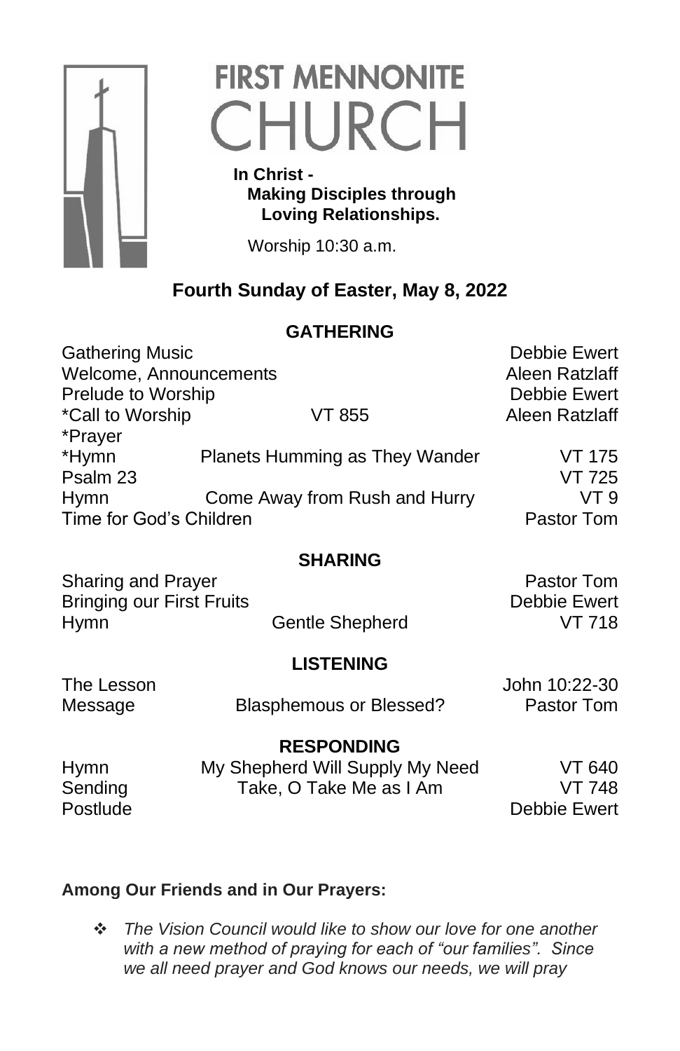# FIRST MENNONITE CHURCH

**In Christ -**
**Making Disciples through Loving Relationships.**

Worship 10:30 a.m.

## Fourth Sunday of Easter, May 8, 2022

### GATHERING

| | | |
|---|---|---|
| Gathering Music | | Debbie Ewert |
| Welcome, Announcements | | Aleen Ratzlaff |
| Prelude to Worship | | Debbie Ewert |
| *Call to Worship | VT 855 | Aleen Ratzlaff |
| *Prayer | | |
| *Hymn | Planets Humming as They Wander | VT 175 |
| Psalm 23 | | VT 725 |
| Hymn | Come Away from Rush and Hurry | VT 9 |
| Time for God's Children | | Pastor Tom |

### SHARING

| | | |
|---|---|---|
| Sharing and Prayer | | Pastor Tom |
| Bringing our First Fruits | | Debbie Ewert |
| Hymn | Gentle Shepherd | VT 718 |

### LISTENING

| | | |
|---|---|---|
| The Lesson | | John 10:22-30 |
| Message | Blasphemous or Blessed? | Pastor Tom |

### RESPONDING

| | | |
|---|---|---|
| Hymn | My Shepherd Will Supply My Need | VT 640 |
| Sending | Take, O Take Me as I Am | VT 748 |
| Postlude | | Debbie Ewert |

**Among Our Friends and in Our Prayers:**

- *The Vision Council would like to show our love for one another with a new method of praying for each of "our families". Since we all need prayer and God knows our needs, we will pray*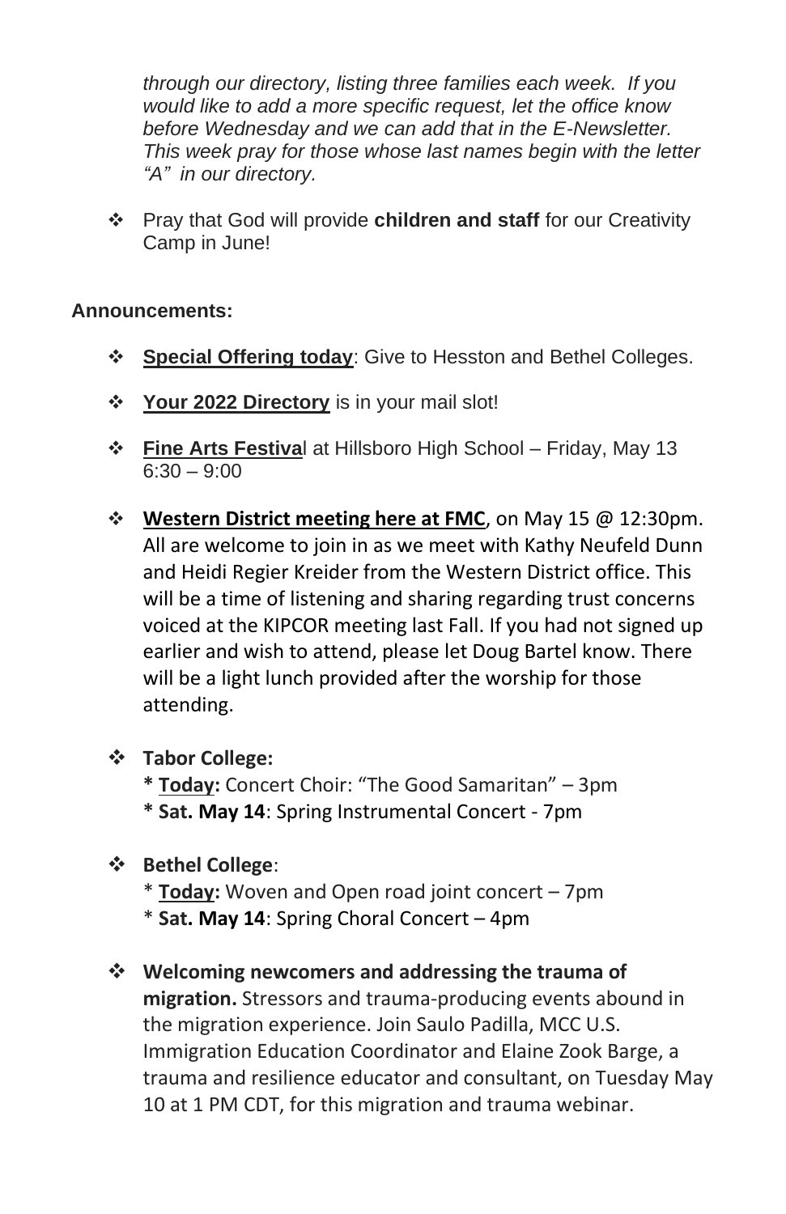*through our directory, listing three families each week. If you would like to add a more specific request, let the office know before Wednesday and we can add that in the E-Newsletter. This week pray for those whose last names begin with the letter "A" in our directory.*

- Pray that God will provide **children and staff** for our Creativity Camp in June!

**Announcements:**

- **Special Offering today**: Give to Hesston and Bethel Colleges.
- **Your 2022 Directory** is in your mail slot!
- **Fine Arts Festival** at Hillsboro High School – Friday, May 13 6:30 – 9:00
- **Western District meeting here at FMC**, on May 15 @ 12:30pm. All are welcome to join in as we meet with Kathy Neufeld Dunn and Heidi Regier Kreider from the Western District office. This will be a time of listening and sharing regarding trust concerns voiced at the KIPCOR meeting last Fall. If you had not signed up earlier and wish to attend, please let Doug Bartel know. There will be a light lunch provided after the worship for those attending.
- **Tabor College:**
  - **Today:** Concert Choir: "The Good Samaritan" – 3pm
  - **Sat. May 14**: Spring Instrumental Concert - 7pm
- **Bethel College**:
  - **Today:** Woven and Open road joint concert – 7pm
  - **Sat. May 14**: Spring Choral Concert – 4pm
- **Welcoming newcomers and addressing the trauma of migration.** Stressors and trauma-producing events abound in the migration experience. Join Saulo Padilla, MCC U.S. Immigration Education Coordinator and Elaine Zook Barge, a trauma and resilience educator and consultant, on Tuesday May 10 at 1 PM CDT, for this migration and trauma webinar.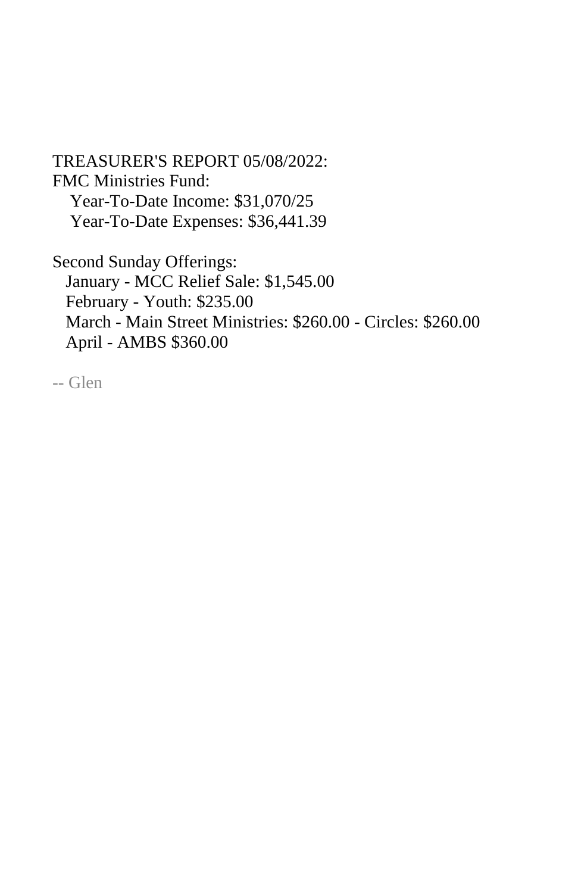TREASURER'S REPORT 05/08/2022:
FMC Ministries Fund:
 Year-To-Date Income: $31,070/25
 Year-To-Date Expenses: $36,441.39

Second Sunday Offerings:
 January - MCC Relief Sale: $1,545.00
 February - Youth: $235.00
 March - Main Street Ministries: $260.00 - Circles: $260.00
 April - AMBS $360.00

-- Glen